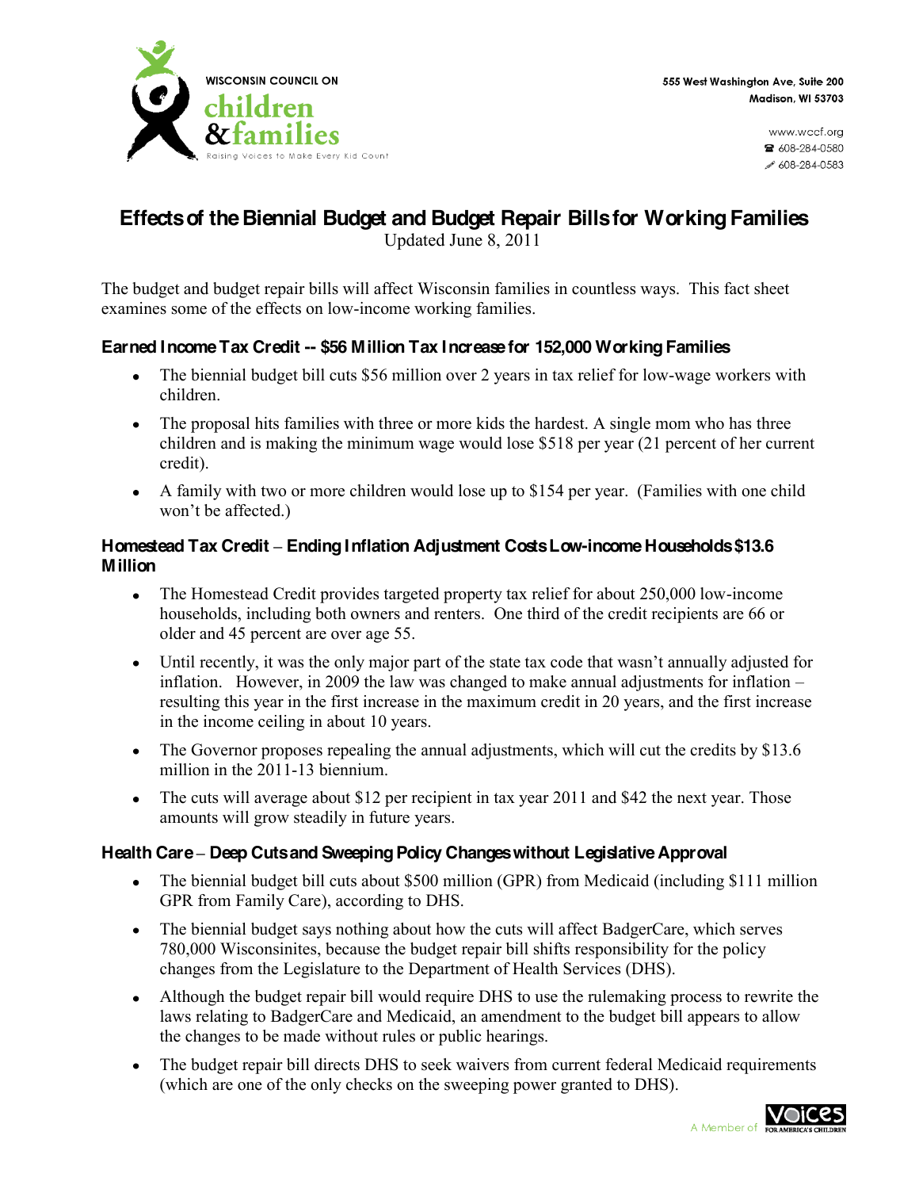WISCONSIN COUNCIL ON
children
&families
Raising Voices to Make Every Kid Count

555 West Washington Ave, Suite 200
Madison, WI 53703

www.wccf.org
☎ 608-284-0580
608-284-0583

# Effects of the Biennial Budget and Budget Repair Bills for Working Families

Updated June 8, 2011

The budget and budget repair bills will affect Wisconsin families in countless ways. This fact sheet examines some of the effects on low-income working families.

### Earned Income Tax Credit -- $56 Million Tax Increase for 152,000 Working Families

- The biennial budget bill cuts $56 million over 2 years in tax relief for low-wage workers with children.
- The proposal hits families with three or more kids the hardest. A single mom who has three children and is making the minimum wage would lose $518 per year (21 percent of her current credit).
- A family with two or more children would lose up to $154 per year. (Families with one child won't be affected.)

### Homestead Tax Credit – Ending Inflation Adjustment Costs Low-income Households $13.6 Million

- The Homestead Credit provides targeted property tax relief for about 250,000 low-income households, including both owners and renters. One third of the credit recipients are 66 or older and 45 percent are over age 55.
- Until recently, it was the only major part of the state tax code that wasn't annually adjusted for inflation. However, in 2009 the law was changed to make annual adjustments for inflation – resulting this year in the first increase in the maximum credit in 20 years, and the first increase in the income ceiling in about 10 years.
- The Governor proposes repealing the annual adjustments, which will cut the credits by $13.6 million in the 2011-13 biennium.
- The cuts will average about $12 per recipient in tax year 2011 and $42 the next year. Those amounts will grow steadily in future years.

### Health Care – Deep Cuts and Sweeping Policy Changes without Legislative Approval

- The biennial budget bill cuts about $500 million (GPR) from Medicaid (including $111 million GPR from Family Care), according to DHS.
- The biennial budget says nothing about how the cuts will affect BadgerCare, which serves 780,000 Wisconsinites, because the budget repair bill shifts responsibility for the policy changes from the Legislature to the Department of Health Services (DHS).
- Although the budget repair bill would require DHS to use the rulemaking process to rewrite the laws relating to BadgerCare and Medicaid, an amendment to the budget bill appears to allow the changes to be made without rules or public hearings.
- The budget repair bill directs DHS to seek waivers from current federal Medicaid requirements (which are one of the only checks on the sweeping power granted to DHS).

A Member of VOICES FOR AMERICA'S CHILDREN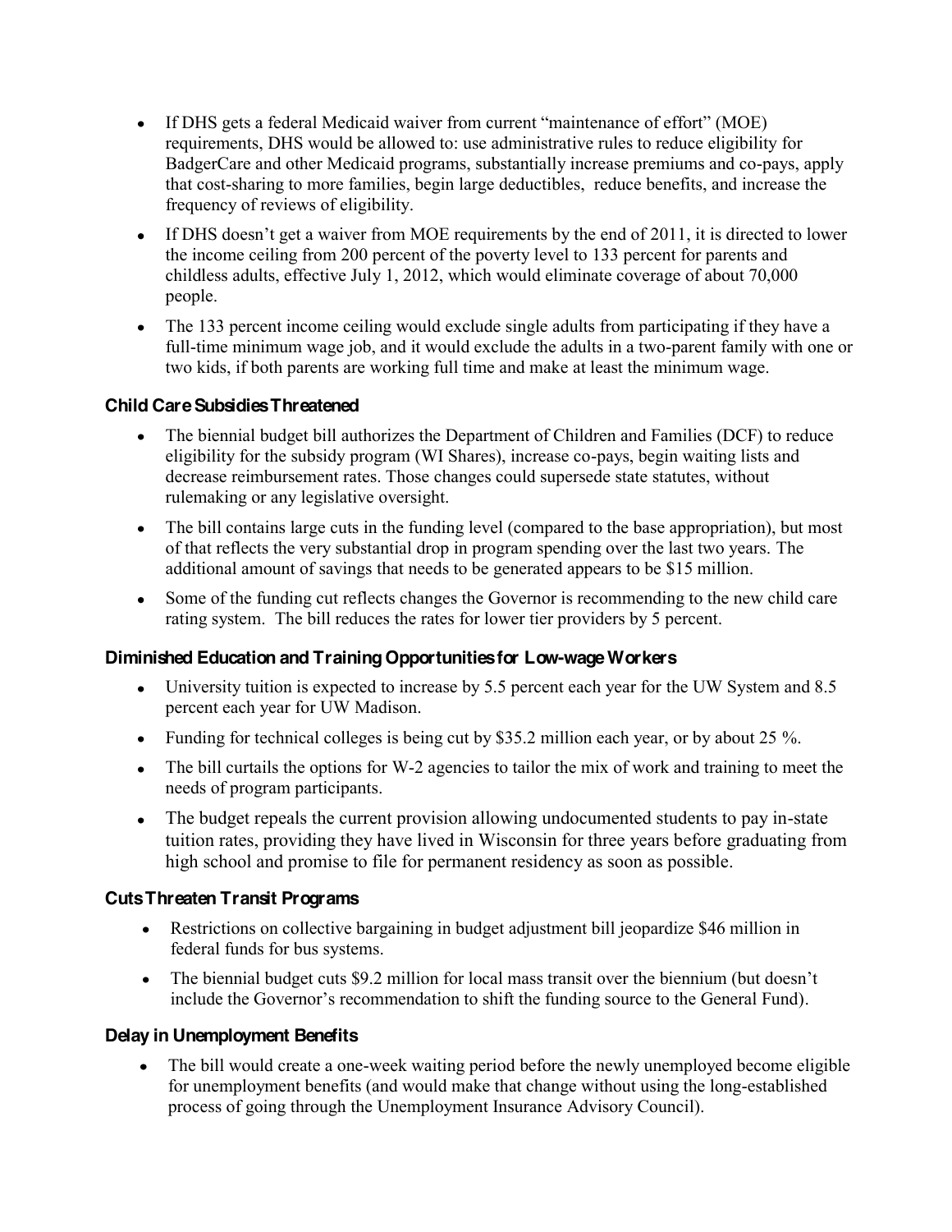- If DHS gets a federal Medicaid waiver from current "maintenance of effort" (MOE) requirements, DHS would be allowed to: use administrative rules to reduce eligibility for BadgerCare and other Medicaid programs, substantially increase premiums and co-pays, apply that cost-sharing to more families, begin large deductibles, reduce benefits, and increase the frequency of reviews of eligibility.
- If DHS doesn't get a waiver from MOE requirements by the end of 2011, it is directed to lower the income ceiling from 200 percent of the poverty level to 133 percent for parents and childless adults, effective July 1, 2012, which would eliminate coverage of about 70,000 people.
- The 133 percent income ceiling would exclude single adults from participating if they have a full-time minimum wage job, and it would exclude the adults in a two-parent family with one or two kids, if both parents are working full time and make at least the minimum wage.

### Child Care Subsidies Threatened

- The biennial budget bill authorizes the Department of Children and Families (DCF) to reduce eligibility for the subsidy program (WI Shares), increase co-pays, begin waiting lists and decrease reimbursement rates. Those changes could supersede state statutes, without rulemaking or any legislative oversight.
- The bill contains large cuts in the funding level (compared to the base appropriation), but most of that reflects the very substantial drop in program spending over the last two years. The additional amount of savings that needs to be generated appears to be $15 million.
- Some of the funding cut reflects changes the Governor is recommending to the new child care rating system. The bill reduces the rates for lower tier providers by 5 percent.

### Diminished Education and Training Opportunities for Low-wage Workers

- University tuition is expected to increase by 5.5 percent each year for the UW System and 8.5 percent each year for UW Madison.
- Funding for technical colleges is being cut by $35.2 million each year, or by about 25 %.
- The bill curtails the options for W-2 agencies to tailor the mix of work and training to meet the needs of program participants.
- The budget repeals the current provision allowing undocumented students to pay in-state tuition rates, providing they have lived in Wisconsin for three years before graduating from high school and promise to file for permanent residency as soon as possible.

### Cuts Threaten Transit Programs

- Restrictions on collective bargaining in budget adjustment bill jeopardize $46 million in federal funds for bus systems.
- The biennial budget cuts $9.2 million for local mass transit over the biennium (but doesn't include the Governor's recommendation to shift the funding source to the General Fund).

### Delay in Unemployment Benefits

- The bill would create a one-week waiting period before the newly unemployed become eligible for unemployment benefits (and would make that change without using the long-established process of going through the Unemployment Insurance Advisory Council).